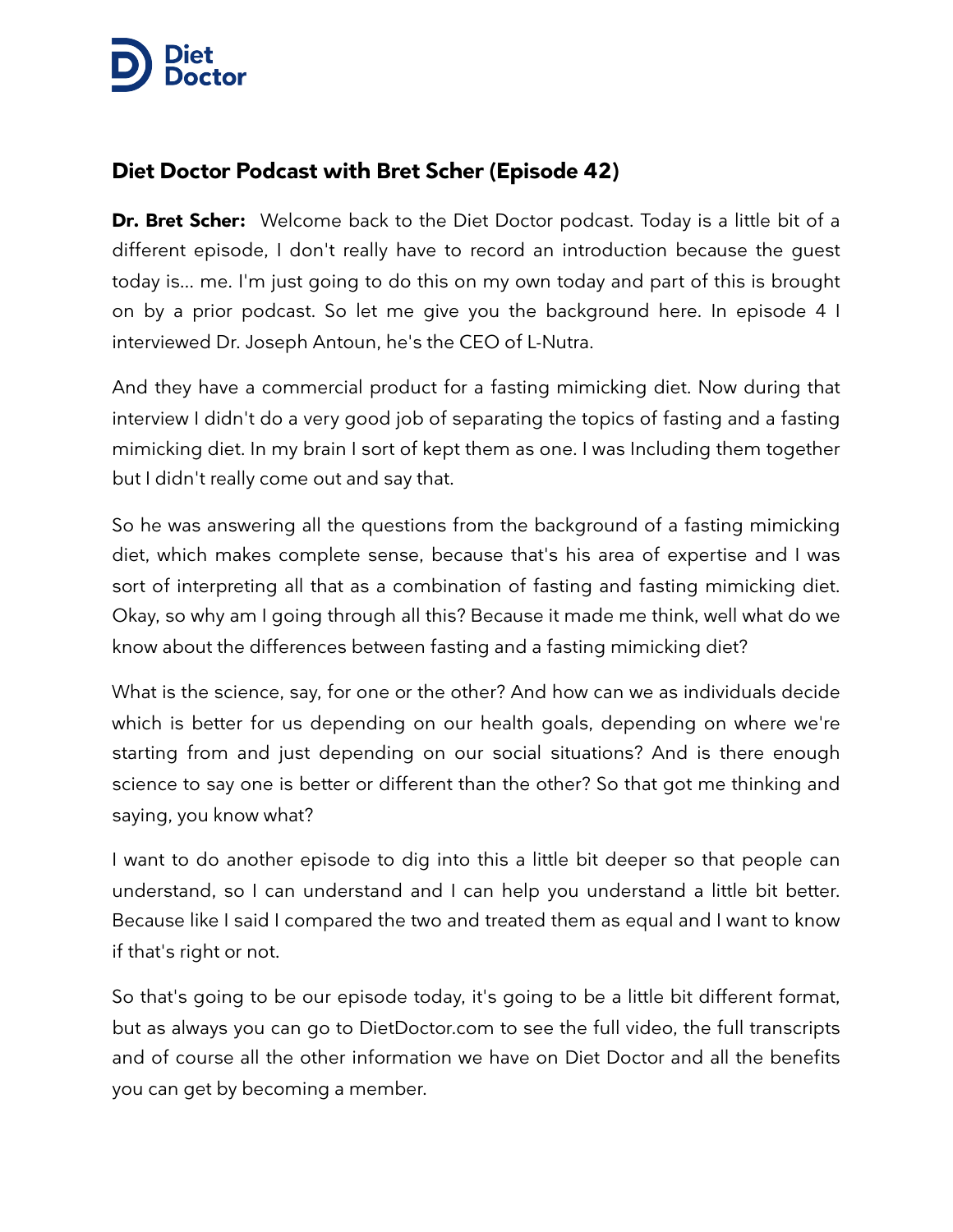## Diet Doctor Podcast with Bret Scher (Episode 42)

**Dr. Bret Scher:** Welcome back to the Diet Doctor podcast. Today is a little bit of a different episode, I don't really have to record an introduction because the guest today is... me. I'm just going to do this on my own today and part of this is brought on by a prior podcast. So let me give you the background here. In episode 4 I interviewed Dr. Joseph Antoun, he's the CEO of L-Nutra.

And they have a commercial product for a fasting mimicking diet. Now during that interview I didn't do a very good job of separating the topics of fasting and a fasting mimicking diet. In my brain I sort of kept them as one. I was Including them together but I didn't really come out and say that.

So he was answering all the questions from the background of a fasting mimicking diet, which makes complete sense, because that's his area of expertise and I was sort of interpreting all that as a combination of fasting and fasting mimicking diet. Okay, so why am I going through all this? Because it made me think, well what do we know about the differences between fasting and a fasting mimicking diet?

What is the science, say, for one or the other? And how can we as individuals decide which is better for us depending on our health goals, depending on where we're starting from and just depending on our social situations? And is there enough science to say one is better or different than the other? So that got me thinking and saying, you know what?

I want to do another episode to dig into this a little bit deeper so that people can understand, so I can understand and I can help you understand a little bit better. Because like I said I compared the two and treated them as equal and I want to know if that's right or not.

So that's going to be our episode today, it's going to be a little bit different format, but as always you can go to DietDoctor.com to see the full video, the full transcripts and of course all the other information we have on Diet Doctor and all the benefits you can get by becoming a member.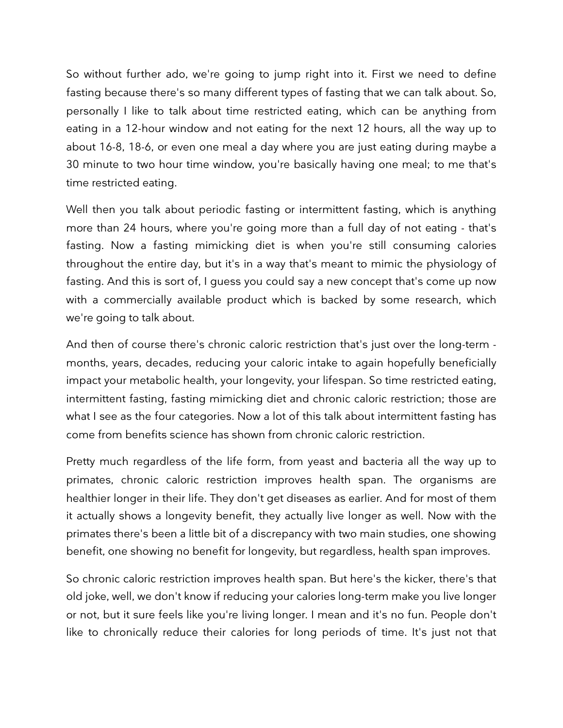So without further ado, we're going to jump right into it. First we need to define fasting because there's so many different types of fasting that we can talk about. So, personally I like to talk about time restricted eating, which can be anything from eating in a 12-hour window and not eating for the next 12 hours, all the way up to about 16-8, 18-6, or even one meal a day where you are just eating during maybe a 30 minute to two hour time window, you're basically having one meal; to me that's time restricted eating.

Well then you talk about periodic fasting or intermittent fasting, which is anything more than 24 hours, where you're going more than a full day of not eating - that's fasting. Now a fasting mimicking diet is when you're still consuming calories throughout the entire day, but it's in a way that's meant to mimic the physiology of fasting. And this is sort of, I guess you could say a new concept that's come up now with a commercially available product which is backed by some research, which we're going to talk about.

And then of course there's chronic caloric restriction that's just over the long-term - months, years, decades, reducing your caloric intake to again hopefully beneficially impact your metabolic health, your longevity, your lifespan. So time restricted eating, intermittent fasting, fasting mimicking diet and chronic caloric restriction; those are what I see as the four categories. Now a lot of this talk about intermittent fasting has come from benefits science has shown from chronic caloric restriction.

Pretty much regardless of the life form, from yeast and bacteria all the way up to primates, chronic caloric restriction improves health span. The organisms are healthier longer in their life. They don't get diseases as earlier. And for most of them it actually shows a longevity benefit, they actually live longer as well. Now with the primates there's been a little bit of a discrepancy with two main studies, one showing benefit, one showing no benefit for longevity, but regardless, health span improves.

So chronic caloric restriction improves health span. But here's the kicker, there's that old joke, well, we don't know if reducing your calories long-term make you live longer or not, but it sure feels like you're living longer. I mean and it's no fun. People don't like to chronically reduce their calories for long periods of time. It's just not that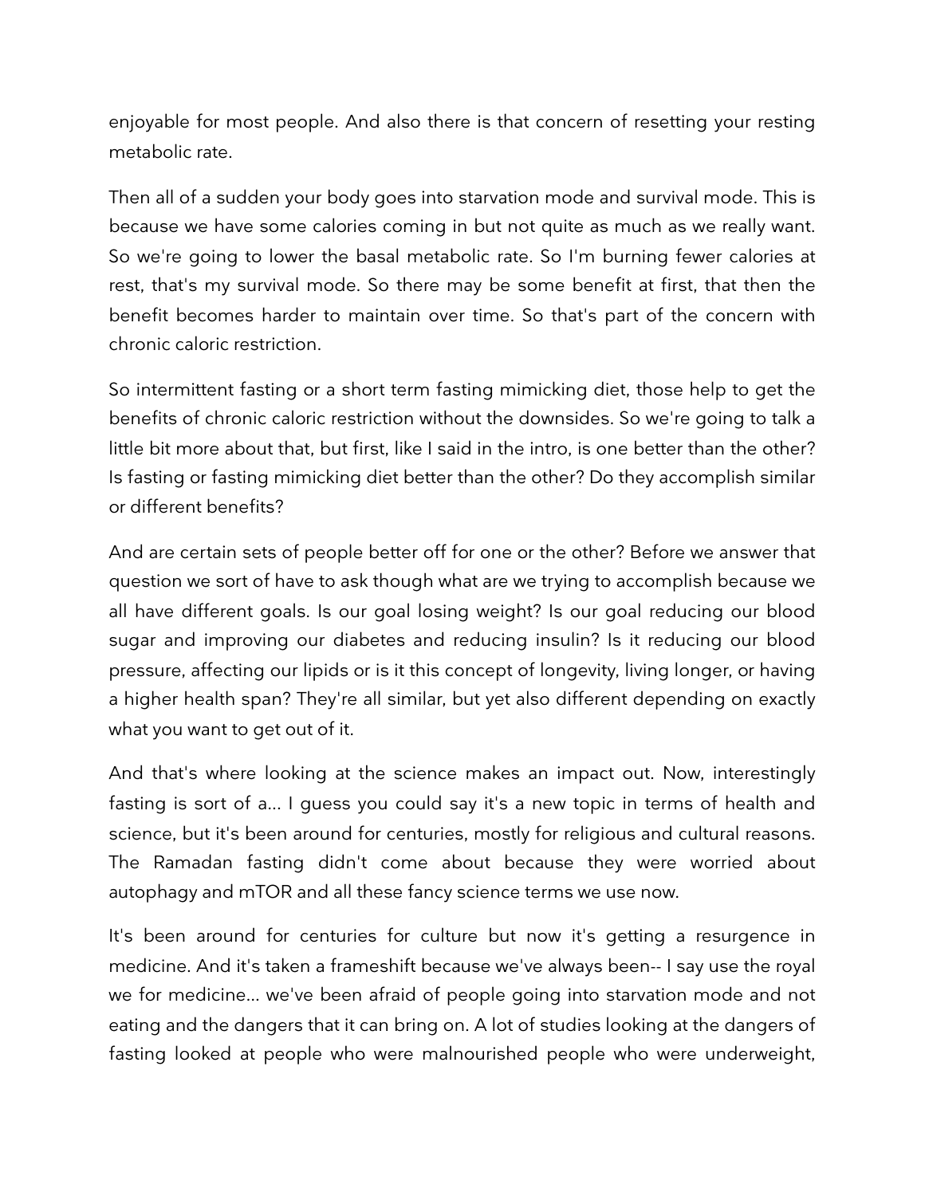enjoyable for most people. And also there is that concern of resetting your resting metabolic rate.

Then all of a sudden your body goes into starvation mode and survival mode. This is because we have some calories coming in but not quite as much as we really want. So we're going to lower the basal metabolic rate. So I'm burning fewer calories at rest, that's my survival mode. So there may be some benefit at first, that then the benefit becomes harder to maintain over time. So that's part of the concern with chronic caloric restriction.

So intermittent fasting or a short term fasting mimicking diet, those help to get the benefits of chronic caloric restriction without the downsides. So we're going to talk a little bit more about that, but first, like I said in the intro, is one better than the other? Is fasting or fasting mimicking diet better than the other? Do they accomplish similar or different benefits?

And are certain sets of people better off for one or the other? Before we answer that question we sort of have to ask though what are we trying to accomplish because we all have different goals. Is our goal losing weight? Is our goal reducing our blood sugar and improving our diabetes and reducing insulin? Is it reducing our blood pressure, affecting our lipids or is it this concept of longevity, living longer, or having a higher health span? They're all similar, but yet also different depending on exactly what you want to get out of it.

And that's where looking at the science makes an impact out. Now, interestingly fasting is sort of a... I guess you could say it's a new topic in terms of health and science, but it's been around for centuries, mostly for religious and cultural reasons. The Ramadan fasting didn't come about because they were worried about autophagy and mTOR and all these fancy science terms we use now.

It's been around for centuries for culture but now it's getting a resurgence in medicine. And it's taken a frameshift because we've always been-- I say use the royal we for medicine... we've been afraid of people going into starvation mode and not eating and the dangers that it can bring on. A lot of studies looking at the dangers of fasting looked at people who were malnourished people who were underweight,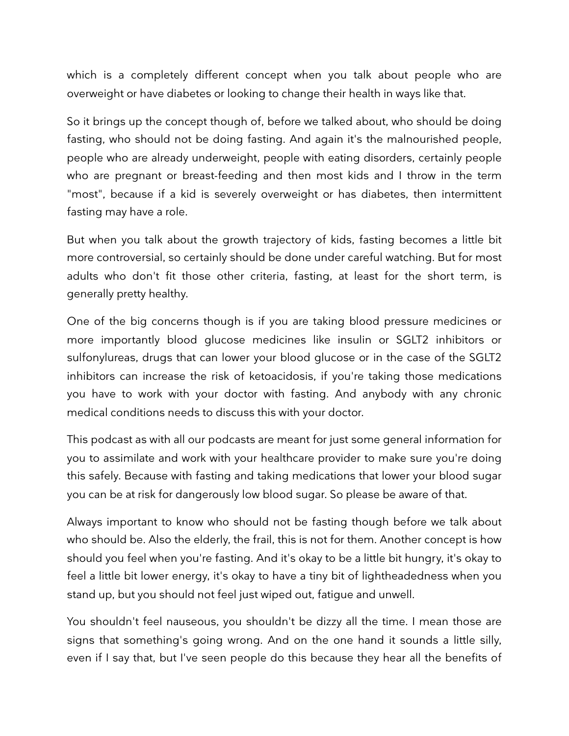which is a completely different concept when you talk about people who are overweight or have diabetes or looking to change their health in ways like that.

So it brings up the concept though of, before we talked about, who should be doing fasting, who should not be doing fasting. And again it's the malnourished people, people who are already underweight, people with eating disorders, certainly people who are pregnant or breast-feeding and then most kids and I throw in the term "most", because if a kid is severely overweight or has diabetes, then intermittent fasting may have a role.

But when you talk about the growth trajectory of kids, fasting becomes a little bit more controversial, so certainly should be done under careful watching. But for most adults who don't fit those other criteria, fasting, at least for the short term, is generally pretty healthy.

One of the big concerns though is if you are taking blood pressure medicines or more importantly blood glucose medicines like insulin or SGLT2 inhibitors or sulfonylureas, drugs that can lower your blood glucose or in the case of the SGLT2 inhibitors can increase the risk of ketoacidosis, if you're taking those medications you have to work with your doctor with fasting. And anybody with any chronic medical conditions needs to discuss this with your doctor.

This podcast as with all our podcasts are meant for just some general information for you to assimilate and work with your healthcare provider to make sure you're doing this safely. Because with fasting and taking medications that lower your blood sugar you can be at risk for dangerously low blood sugar. So please be aware of that.

Always important to know who should not be fasting though before we talk about who should be. Also the elderly, the frail, this is not for them. Another concept is how should you feel when you're fasting. And it's okay to be a little bit hungry, it's okay to feel a little bit lower energy, it's okay to have a tiny bit of lightheadedness when you stand up, but you should not feel just wiped out, fatigue and unwell.

You shouldn't feel nauseous, you shouldn't be dizzy all the time. I mean those are signs that something's going wrong. And on the one hand it sounds a little silly, even if I say that, but I've seen people do this because they hear all the benefits of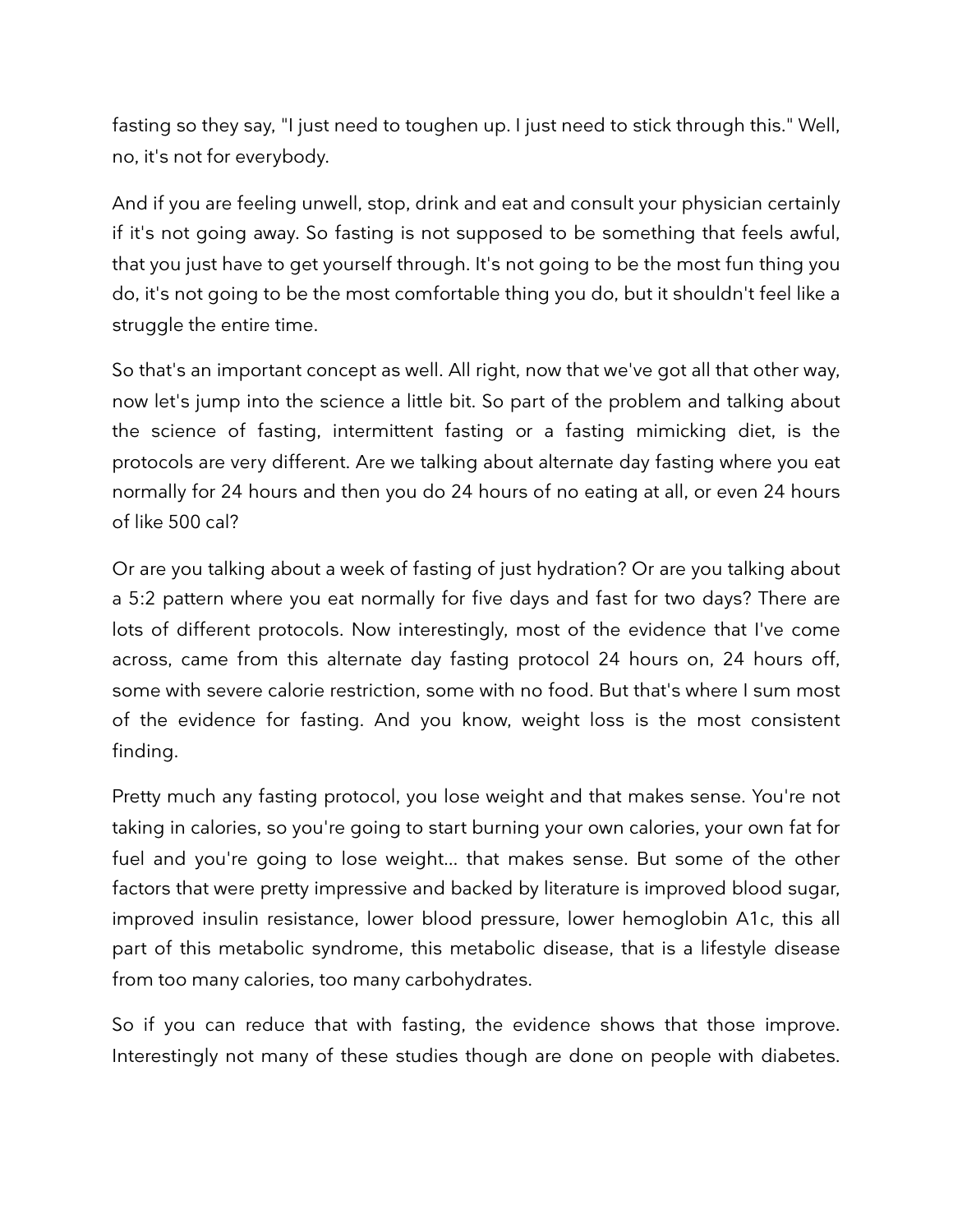fasting so they say, "I just need to toughen up. I just need to stick through this." Well, no, it's not for everybody.

And if you are feeling unwell, stop, drink and eat and consult your physician certainly if it's not going away. So fasting is not supposed to be something that feels awful, that you just have to get yourself through. It's not going to be the most fun thing you do, it's not going to be the most comfortable thing you do, but it shouldn't feel like a struggle the entire time.

So that's an important concept as well. All right, now that we've got all that other way, now let's jump into the science a little bit. So part of the problem and talking about the science of fasting, intermittent fasting or a fasting mimicking diet, is the protocols are very different. Are we talking about alternate day fasting where you eat normally for 24 hours and then you do 24 hours of no eating at all, or even 24 hours of like 500 cal?

Or are you talking about a week of fasting of just hydration? Or are you talking about a 5:2 pattern where you eat normally for five days and fast for two days? There are lots of different protocols. Now interestingly, most of the evidence that I've come across, came from this alternate day fasting protocol 24 hours on, 24 hours off, some with severe calorie restriction, some with no food. But that's where I sum most of the evidence for fasting. And you know, weight loss is the most consistent finding.

Pretty much any fasting protocol, you lose weight and that makes sense. You're not taking in calories, so you're going to start burning your own calories, your own fat for fuel and you're going to lose weight... that makes sense. But some of the other factors that were pretty impressive and backed by literature is improved blood sugar, improved insulin resistance, lower blood pressure, lower hemoglobin A1c, this all part of this metabolic syndrome, this metabolic disease, that is a lifestyle disease from too many calories, too many carbohydrates.

So if you can reduce that with fasting, the evidence shows that those improve. Interestingly not many of these studies though are done on people with diabetes.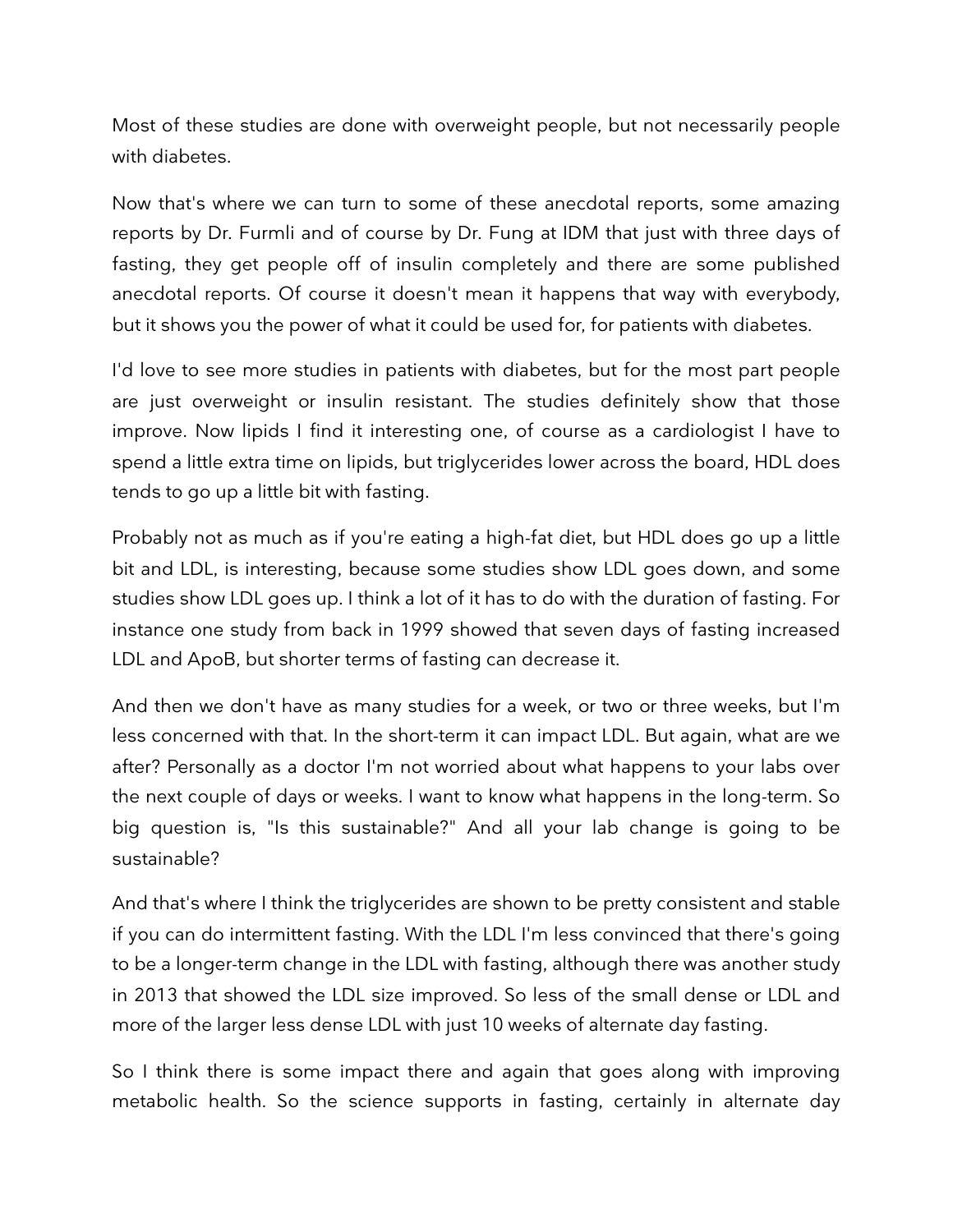Most of these studies are done with overweight people, but not necessarily people with diabetes.

Now that's where we can turn to some of these anecdotal reports, some amazing reports by Dr. Furmli and of course by Dr. Fung at IDM that just with three days of fasting, they get people off of insulin completely and there are some published anecdotal reports. Of course it doesn't mean it happens that way with everybody, but it shows you the power of what it could be used for, for patients with diabetes.

I'd love to see more studies in patients with diabetes, but for the most part people are just overweight or insulin resistant. The studies definitely show that those improve. Now lipids I find it interesting one, of course as a cardiologist I have to spend a little extra time on lipids, but triglycerides lower across the board, HDL does tends to go up a little bit with fasting.

Probably not as much as if you're eating a high-fat diet, but HDL does go up a little bit and LDL, is interesting, because some studies show LDL goes down, and some studies show LDL goes up. I think a lot of it has to do with the duration of fasting. For instance one study from back in 1999 showed that seven days of fasting increased LDL and ApoB, but shorter terms of fasting can decrease it.

And then we don't have as many studies for a week, or two or three weeks, but I'm less concerned with that. In the short-term it can impact LDL. But again, what are we after? Personally as a doctor I'm not worried about what happens to your labs over the next couple of days or weeks. I want to know what happens in the long-term. So big question is, "Is this sustainable?" And all your lab change is going to be sustainable?

And that's where I think the triglycerides are shown to be pretty consistent and stable if you can do intermittent fasting. With the LDL I'm less convinced that there's going to be a longer-term change in the LDL with fasting, although there was another study in 2013 that showed the LDL size improved. So less of the small dense or LDL and more of the larger less dense LDL with just 10 weeks of alternate day fasting.

So I think there is some impact there and again that goes along with improving metabolic health. So the science supports in fasting, certainly in alternate day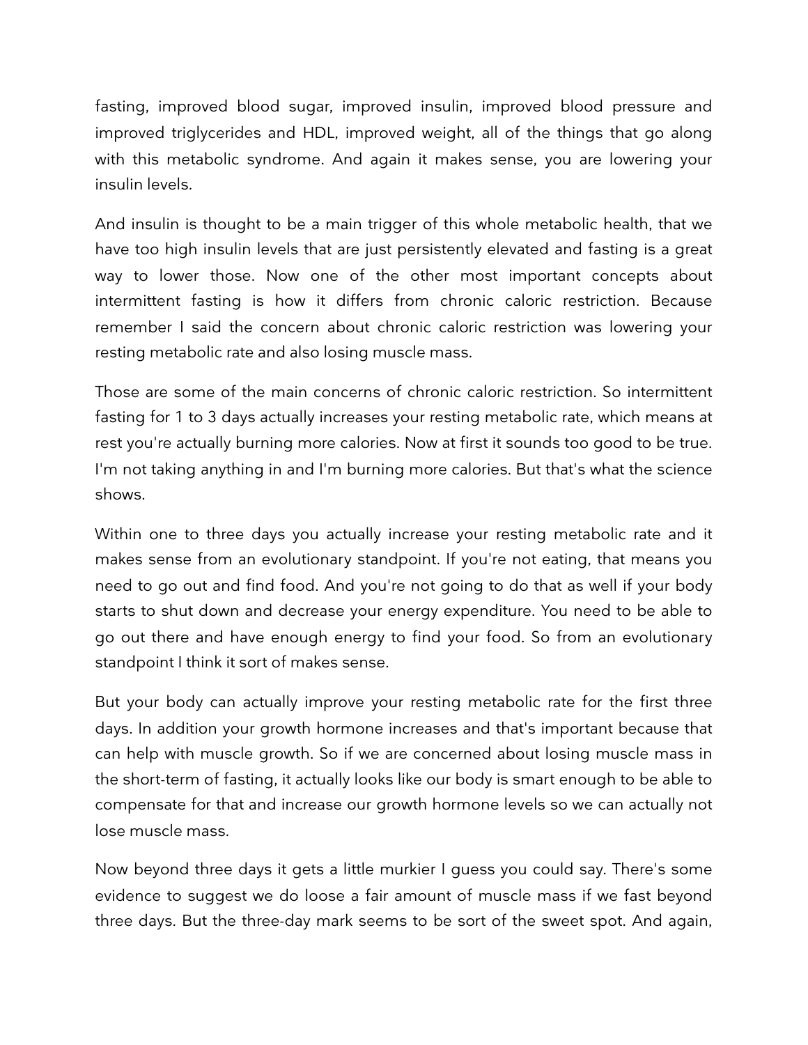fasting, improved blood sugar, improved insulin, improved blood pressure and improved triglycerides and HDL, improved weight, all of the things that go along with this metabolic syndrome. And again it makes sense, you are lowering your insulin levels.

And insulin is thought to be a main trigger of this whole metabolic health, that we have too high insulin levels that are just persistently elevated and fasting is a great way to lower those. Now one of the other most important concepts about intermittent fasting is how it differs from chronic caloric restriction. Because remember I said the concern about chronic caloric restriction was lowering your resting metabolic rate and also losing muscle mass.

Those are some of the main concerns of chronic caloric restriction. So intermittent fasting for 1 to 3 days actually increases your resting metabolic rate, which means at rest you're actually burning more calories. Now at first it sounds too good to be true. I'm not taking anything in and I'm burning more calories. But that's what the science shows.

Within one to three days you actually increase your resting metabolic rate and it makes sense from an evolutionary standpoint. If you're not eating, that means you need to go out and find food. And you're not going to do that as well if your body starts to shut down and decrease your energy expenditure. You need to be able to go out there and have enough energy to find your food. So from an evolutionary standpoint I think it sort of makes sense.

But your body can actually improve your resting metabolic rate for the first three days. In addition your growth hormone increases and that's important because that can help with muscle growth. So if we are concerned about losing muscle mass in the short-term of fasting, it actually looks like our body is smart enough to be able to compensate for that and increase our growth hormone levels so we can actually not lose muscle mass.

Now beyond three days it gets a little murkier I guess you could say. There's some evidence to suggest we do loose a fair amount of muscle mass if we fast beyond three days. But the three-day mark seems to be sort of the sweet spot. And again,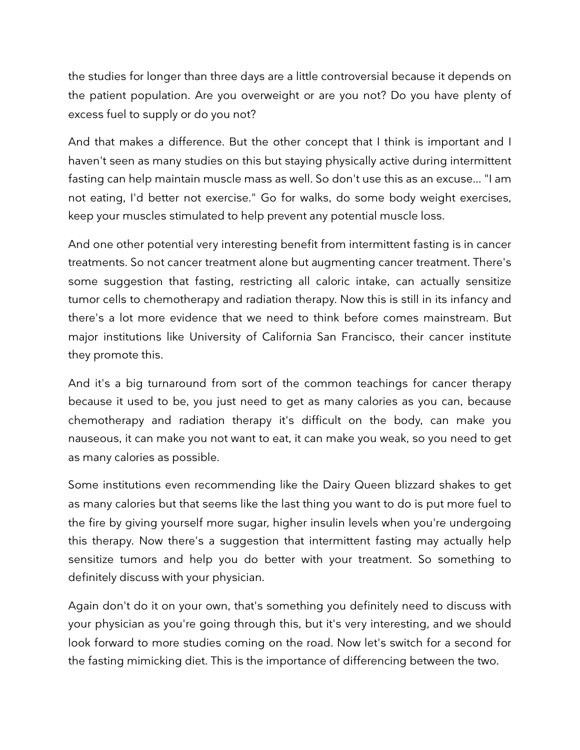the studies for longer than three days are a little controversial because it depends on the patient population. Are you overweight or are you not? Do you have plenty of excess fuel to supply or do you not?

And that makes a difference. But the other concept that I think is important and I haven't seen as many studies on this but staying physically active during intermittent fasting can help maintain muscle mass as well. So don't use this as an excuse... "I am not eating, I'd better not exercise." Go for walks, do some body weight exercises, keep your muscles stimulated to help prevent any potential muscle loss.

And one other potential very interesting benefit from intermittent fasting is in cancer treatments. So not cancer treatment alone but augmenting cancer treatment. There's some suggestion that fasting, restricting all caloric intake, can actually sensitize tumor cells to chemotherapy and radiation therapy. Now this is still in its infancy and there's a lot more evidence that we need to think before comes mainstream. But major institutions like University of California San Francisco, their cancer institute they promote this.

And it's a big turnaround from sort of the common teachings for cancer therapy because it used to be, you just need to get as many calories as you can, because chemotherapy and radiation therapy it's difficult on the body, can make you nauseous, it can make you not want to eat, it can make you weak, so you need to get as many calories as possible.

Some institutions even recommending like the Dairy Queen blizzard shakes to get as many calories but that seems like the last thing you want to do is put more fuel to the fire by giving yourself more sugar, higher insulin levels when you're undergoing this therapy. Now there's a suggestion that intermittent fasting may actually help sensitize tumors and help you do better with your treatment. So something to definitely discuss with your physician.

Again don't do it on your own, that's something you definitely need to discuss with your physician as you're going through this, but it's very interesting, and we should look forward to more studies coming on the road. Now let's switch for a second for the fasting mimicking diet. This is the importance of differencing between the two.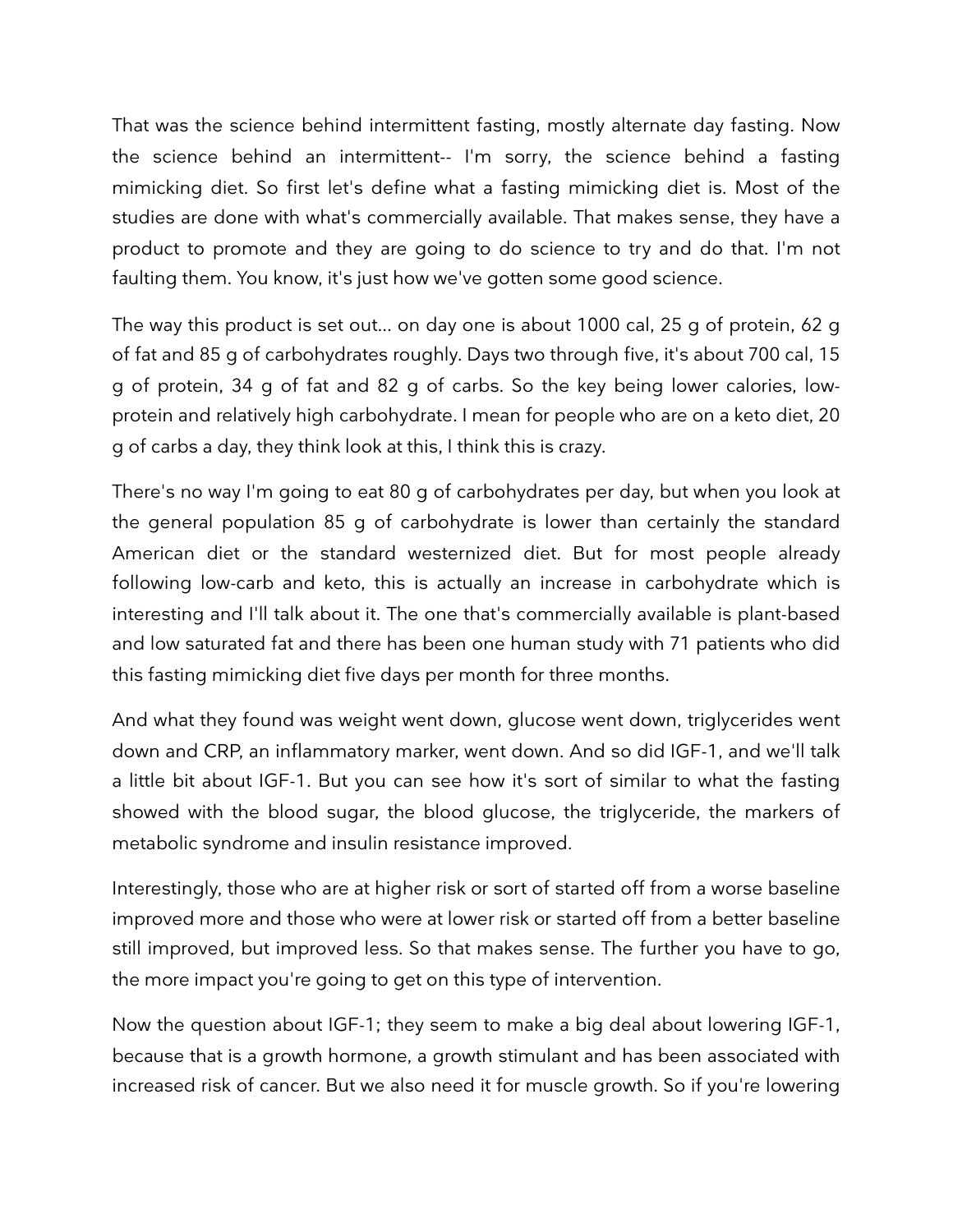That was the science behind intermittent fasting, mostly alternate day fasting. Now the science behind an intermittent-- I'm sorry, the science behind a fasting mimicking diet. So first let's define what a fasting mimicking diet is. Most of the studies are done with what's commercially available. That makes sense, they have a product to promote and they are going to do science to try and do that. I'm not faulting them. You know, it's just how we've gotten some good science.

The way this product is set out... on day one is about 1000 cal, 25 g of protein, 62 g of fat and 85 g of carbohydrates roughly. Days two through five, it's about 700 cal, 15 g of protein, 34 g of fat and 82 g of carbs. So the key being lower calories, low-protein and relatively high carbohydrate. I mean for people who are on a keto diet, 20 g of carbs a day, they think look at this, I think this is crazy.

There's no way I'm going to eat 80 g of carbohydrates per day, but when you look at the general population 85 g of carbohydrate is lower than certainly the standard American diet or the standard westernized diet. But for most people already following low-carb and keto, this is actually an increase in carbohydrate which is interesting and I'll talk about it. The one that's commercially available is plant-based and low saturated fat and there has been one human study with 71 patients who did this fasting mimicking diet five days per month for three months.

And what they found was weight went down, glucose went down, triglycerides went down and CRP, an inflammatory marker, went down. And so did IGF-1, and we'll talk a little bit about IGF-1. But you can see how it's sort of similar to what the fasting showed with the blood sugar, the blood glucose, the triglyceride, the markers of metabolic syndrome and insulin resistance improved.

Interestingly, those who are at higher risk or sort of started off from a worse baseline improved more and those who were at lower risk or started off from a better baseline still improved, but improved less. So that makes sense. The further you have to go, the more impact you're going to get on this type of intervention.

Now the question about IGF-1; they seem to make a big deal about lowering IGF-1, because that is a growth hormone, a growth stimulant and has been associated with increased risk of cancer. But we also need it for muscle growth. So if you're lowering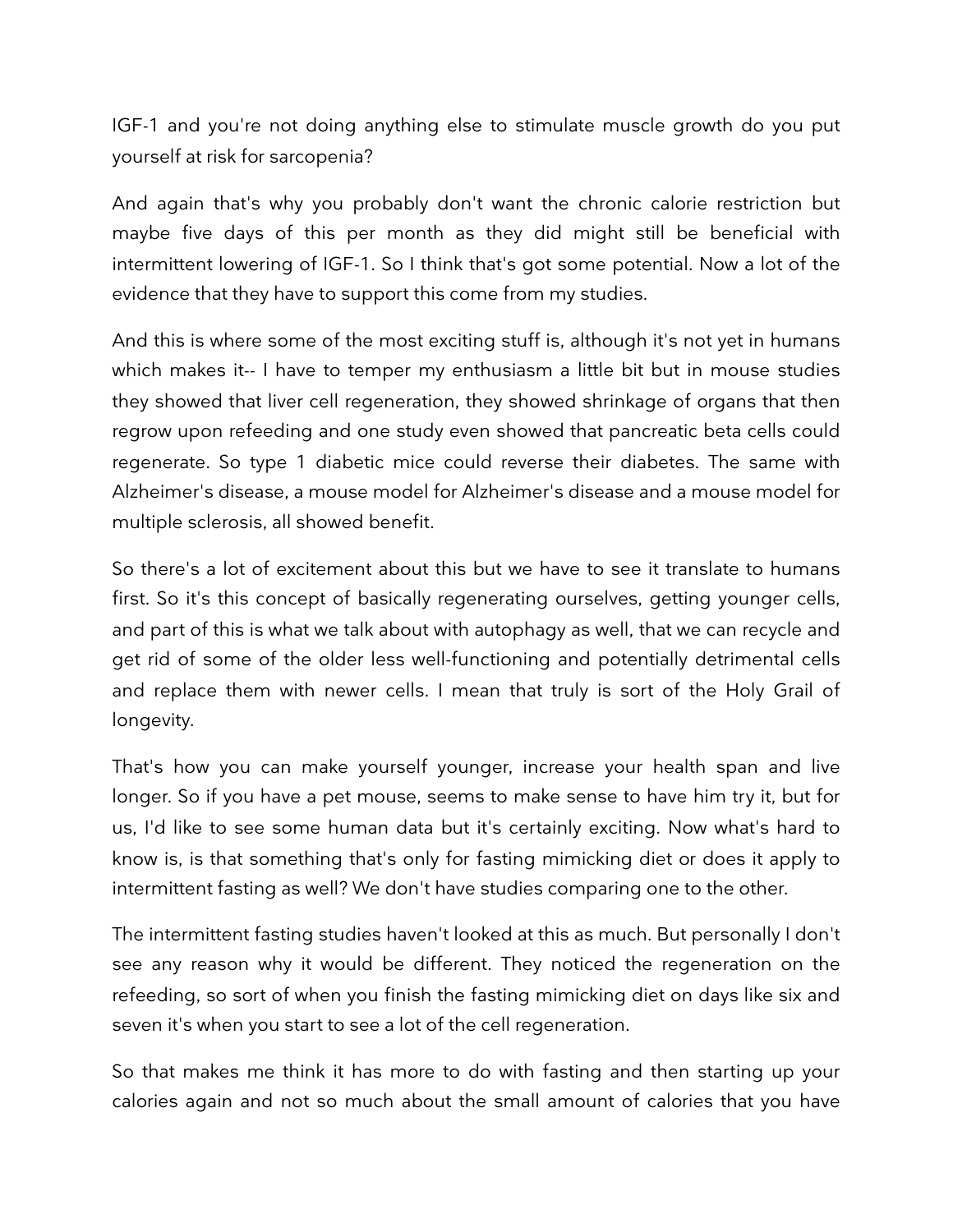IGF-1 and you're not doing anything else to stimulate muscle growth do you put yourself at risk for sarcopenia?

And again that's why you probably don't want the chronic calorie restriction but maybe five days of this per month as they did might still be beneficial with intermittent lowering of IGF-1. So I think that's got some potential. Now a lot of the evidence that they have to support this come from my studies.

And this is where some of the most exciting stuff is, although it's not yet in humans which makes it-- I have to temper my enthusiasm a little bit but in mouse studies they showed that liver cell regeneration, they showed shrinkage of organs that then regrow upon refeeding and one study even showed that pancreatic beta cells could regenerate. So type 1 diabetic mice could reverse their diabetes. The same with Alzheimer's disease, a mouse model for Alzheimer's disease and a mouse model for multiple sclerosis, all showed benefit.

So there's a lot of excitement about this but we have to see it translate to humans first. So it's this concept of basically regenerating ourselves, getting younger cells, and part of this is what we talk about with autophagy as well, that we can recycle and get rid of some of the older less well-functioning and potentially detrimental cells and replace them with newer cells. I mean that truly is sort of the Holy Grail of longevity.

That's how you can make yourself younger, increase your health span and live longer. So if you have a pet mouse, seems to make sense to have him try it, but for us, I'd like to see some human data but it's certainly exciting. Now what's hard to know is, is that something that's only for fasting mimicking diet or does it apply to intermittent fasting as well? We don't have studies comparing one to the other.

The intermittent fasting studies haven't looked at this as much. But personally I don't see any reason why it would be different. They noticed the regeneration on the refeeding, so sort of when you finish the fasting mimicking diet on days like six and seven it's when you start to see a lot of the cell regeneration.

So that makes me think it has more to do with fasting and then starting up your calories again and not so much about the small amount of calories that you have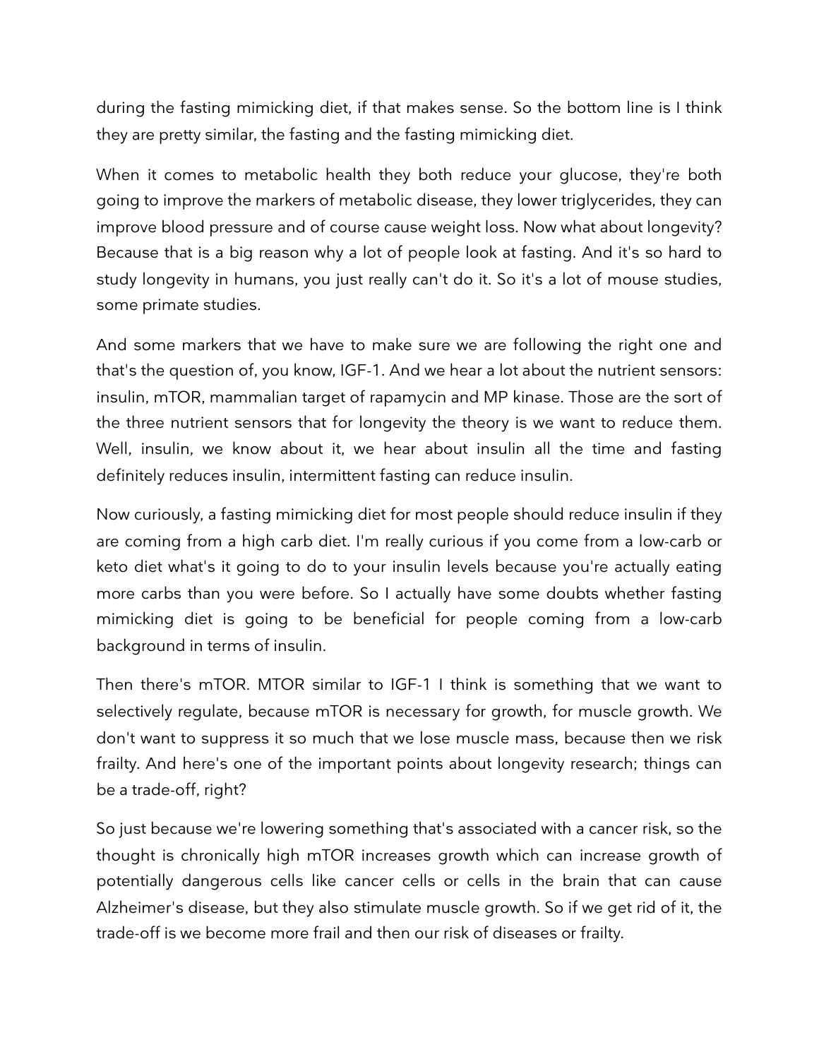during the fasting mimicking diet, if that makes sense. So the bottom line is I think they are pretty similar, the fasting and the fasting mimicking diet.

When it comes to metabolic health they both reduce your glucose, they're both going to improve the markers of metabolic disease, they lower triglycerides, they can improve blood pressure and of course cause weight loss. Now what about longevity? Because that is a big reason why a lot of people look at fasting. And it's so hard to study longevity in humans, you just really can't do it. So it's a lot of mouse studies, some primate studies.

And some markers that we have to make sure we are following the right one and that's the question of, you know, IGF-1. And we hear a lot about the nutrient sensors: insulin, mTOR, mammalian target of rapamycin and MP kinase. Those are the sort of the three nutrient sensors that for longevity the theory is we want to reduce them. Well, insulin, we know about it, we hear about insulin all the time and fasting definitely reduces insulin, intermittent fasting can reduce insulin.

Now curiously, a fasting mimicking diet for most people should reduce insulin if they are coming from a high carb diet. I'm really curious if you come from a low-carb or keto diet what's it going to do to your insulin levels because you're actually eating more carbs than you were before. So I actually have some doubts whether fasting mimicking diet is going to be beneficial for people coming from a low-carb background in terms of insulin.

Then there's mTOR. MTOR similar to IGF-1 I think is something that we want to selectively regulate, because mTOR is necessary for growth, for muscle growth. We don't want to suppress it so much that we lose muscle mass, because then we risk frailty. And here's one of the important points about longevity research; things can be a trade-off, right?

So just because we're lowering something that's associated with a cancer risk, so the thought is chronically high mTOR increases growth which can increase growth of potentially dangerous cells like cancer cells or cells in the brain that can cause Alzheimer's disease, but they also stimulate muscle growth. So if we get rid of it, the trade-off is we become more frail and then our risk of diseases or frailty.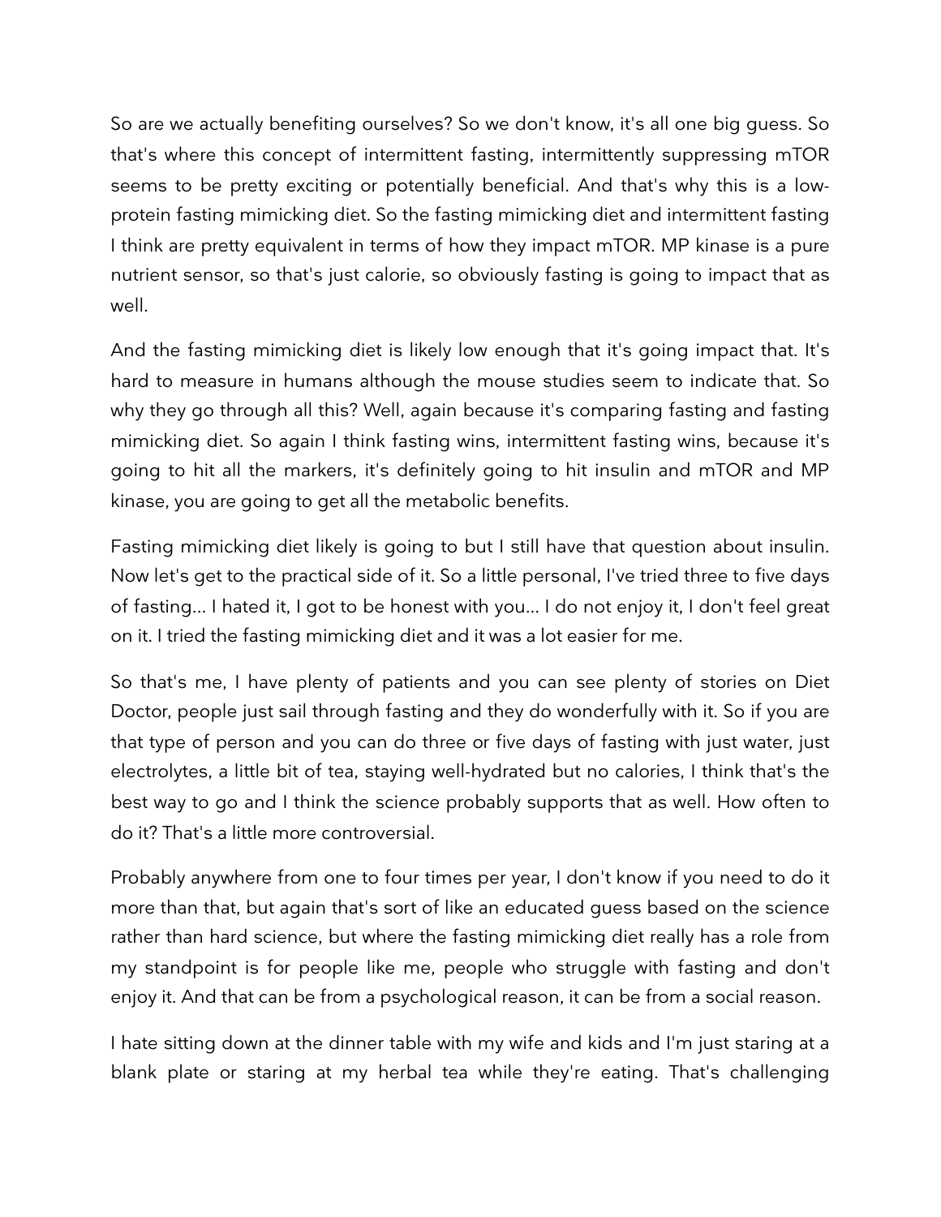So are we actually benefiting ourselves? So we don't know, it's all one big guess. So that's where this concept of intermittent fasting, intermittently suppressing mTOR seems to be pretty exciting or potentially beneficial. And that's why this is a low-protein fasting mimicking diet. So the fasting mimicking diet and intermittent fasting I think are pretty equivalent in terms of how they impact mTOR. MP kinase is a pure nutrient sensor, so that's just calorie, so obviously fasting is going to impact that as well.

And the fasting mimicking diet is likely low enough that it's going impact that. It's hard to measure in humans although the mouse studies seem to indicate that. So why they go through all this? Well, again because it's comparing fasting and fasting mimicking diet. So again I think fasting wins, intermittent fasting wins, because it's going to hit all the markers, it's definitely going to hit insulin and mTOR and MP kinase, you are going to get all the metabolic benefits.

Fasting mimicking diet likely is going to but I still have that question about insulin. Now let's get to the practical side of it. So a little personal, I've tried three to five days of fasting... I hated it, I got to be honest with you... I do not enjoy it, I don't feel great on it. I tried the fasting mimicking diet and it was a lot easier for me.

So that's me, I have plenty of patients and you can see plenty of stories on Diet Doctor, people just sail through fasting and they do wonderfully with it. So if you are that type of person and you can do three or five days of fasting with just water, just electrolytes, a little bit of tea, staying well-hydrated but no calories, I think that's the best way to go and I think the science probably supports that as well. How often to do it? That's a little more controversial.

Probably anywhere from one to four times per year, I don't know if you need to do it more than that, but again that's sort of like an educated guess based on the science rather than hard science, but where the fasting mimicking diet really has a role from my standpoint is for people like me, people who struggle with fasting and don't enjoy it. And that can be from a psychological reason, it can be from a social reason.

I hate sitting down at the dinner table with my wife and kids and I'm just staring at a blank plate or staring at my herbal tea while they're eating. That's challenging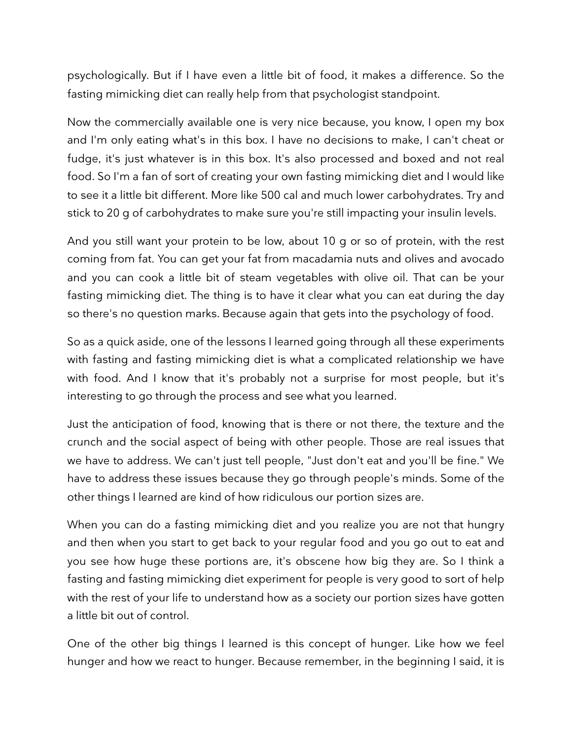psychologically. But if I have even a little bit of food, it makes a difference. So the fasting mimicking diet can really help from that psychologist standpoint.

Now the commercially available one is very nice because, you know, I open my box and I'm only eating what's in this box. I have no decisions to make, I can't cheat or fudge, it's just whatever is in this box. It's also processed and boxed and not real food. So I'm a fan of sort of creating your own fasting mimicking diet and I would like to see it a little bit different. More like 500 cal and much lower carbohydrates. Try and stick to 20 g of carbohydrates to make sure you're still impacting your insulin levels.

And you still want your protein to be low, about 10 g or so of protein, with the rest coming from fat. You can get your fat from macadamia nuts and olives and avocado and you can cook a little bit of steam vegetables with olive oil. That can be your fasting mimicking diet. The thing is to have it clear what you can eat during the day so there's no question marks. Because again that gets into the psychology of food.

So as a quick aside, one of the lessons I learned going through all these experiments with fasting and fasting mimicking diet is what a complicated relationship we have with food. And I know that it's probably not a surprise for most people, but it's interesting to go through the process and see what you learned.

Just the anticipation of food, knowing that is there or not there, the texture and the crunch and the social aspect of being with other people. Those are real issues that we have to address. We can't just tell people, "Just don't eat and you'll be fine." We have to address these issues because they go through people's minds. Some of the other things I learned are kind of how ridiculous our portion sizes are.

When you can do a fasting mimicking diet and you realize you are not that hungry and then when you start to get back to your regular food and you go out to eat and you see how huge these portions are, it's obscene how big they are. So I think a fasting and fasting mimicking diet experiment for people is very good to sort of help with the rest of your life to understand how as a society our portion sizes have gotten a little bit out of control.

One of the other big things I learned is this concept of hunger. Like how we feel hunger and how we react to hunger. Because remember, in the beginning I said, it is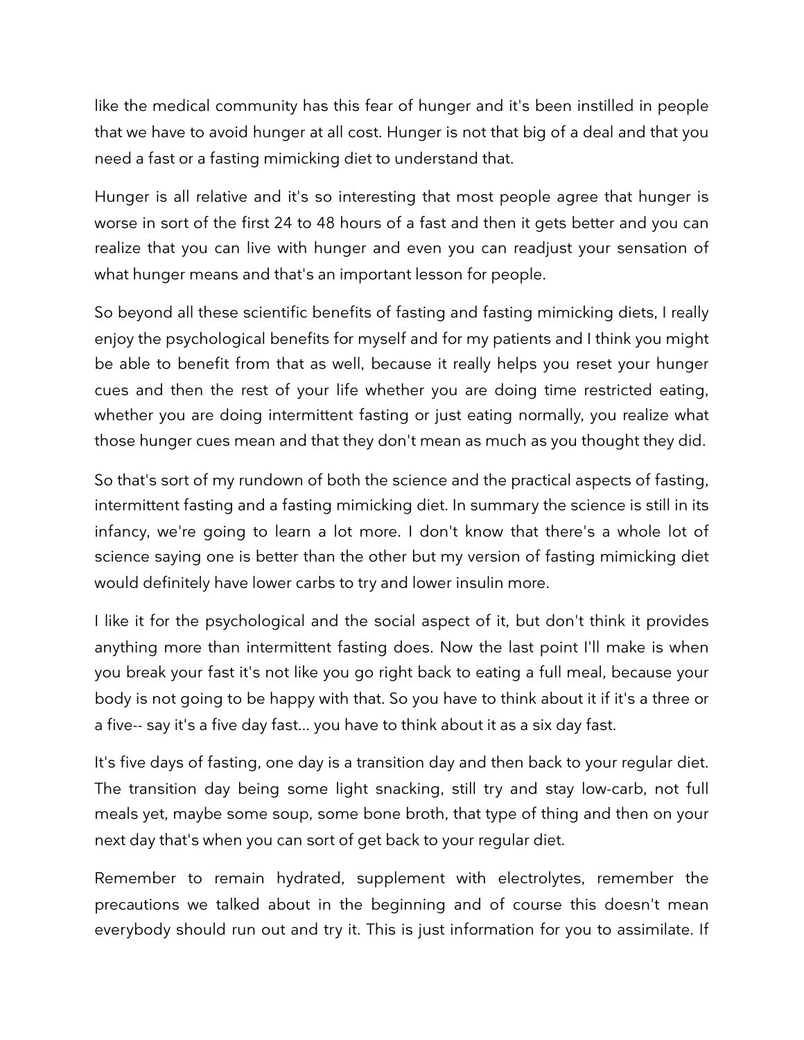like the medical community has this fear of hunger and it's been instilled in people that we have to avoid hunger at all cost. Hunger is not that big of a deal and that you need a fast or a fasting mimicking diet to understand that.

Hunger is all relative and it's so interesting that most people agree that hunger is worse in sort of the first 24 to 48 hours of a fast and then it gets better and you can realize that you can live with hunger and even you can readjust your sensation of what hunger means and that's an important lesson for people.

So beyond all these scientific benefits of fasting and fasting mimicking diets, I really enjoy the psychological benefits for myself and for my patients and I think you might be able to benefit from that as well, because it really helps you reset your hunger cues and then the rest of your life whether you are doing time restricted eating, whether you are doing intermittent fasting or just eating normally, you realize what those hunger cues mean and that they don't mean as much as you thought they did.

So that's sort of my rundown of both the science and the practical aspects of fasting, intermittent fasting and a fasting mimicking diet. In summary the science is still in its infancy, we're going to learn a lot more. I don't know that there's a whole lot of science saying one is better than the other but my version of fasting mimicking diet would definitely have lower carbs to try and lower insulin more.

I like it for the psychological and the social aspect of it, but don't think it provides anything more than intermittent fasting does. Now the last point I'll make is when you break your fast it's not like you go right back to eating a full meal, because your body is not going to be happy with that. So you have to think about it if it's a three or a five-- say it's a five day fast... you have to think about it as a six day fast.

It's five days of fasting, one day is a transition day and then back to your regular diet. The transition day being some light snacking, still try and stay low-carb, not full meals yet, maybe some soup, some bone broth, that type of thing and then on your next day that's when you can sort of get back to your regular diet.

Remember to remain hydrated, supplement with electrolytes, remember the precautions we talked about in the beginning and of course this doesn't mean everybody should run out and try it. This is just information for you to assimilate. If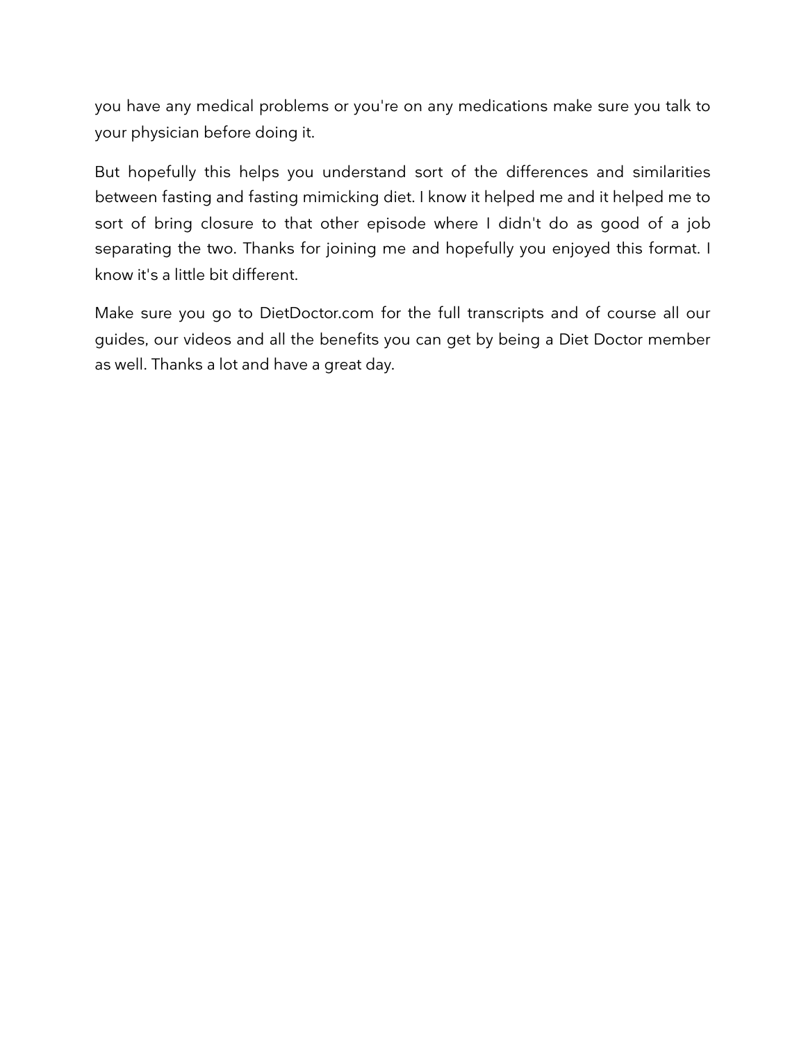you have any medical problems or you're on any medications make sure you talk to your physician before doing it.

But hopefully this helps you understand sort of the differences and similarities between fasting and fasting mimicking diet. I know it helped me and it helped me to sort of bring closure to that other episode where I didn't do as good of a job separating the two. Thanks for joining me and hopefully you enjoyed this format. I know it's a little bit different.

Make sure you go to DietDoctor.com for the full transcripts and of course all our guides, our videos and all the benefits you can get by being a Diet Doctor member as well. Thanks a lot and have a great day.